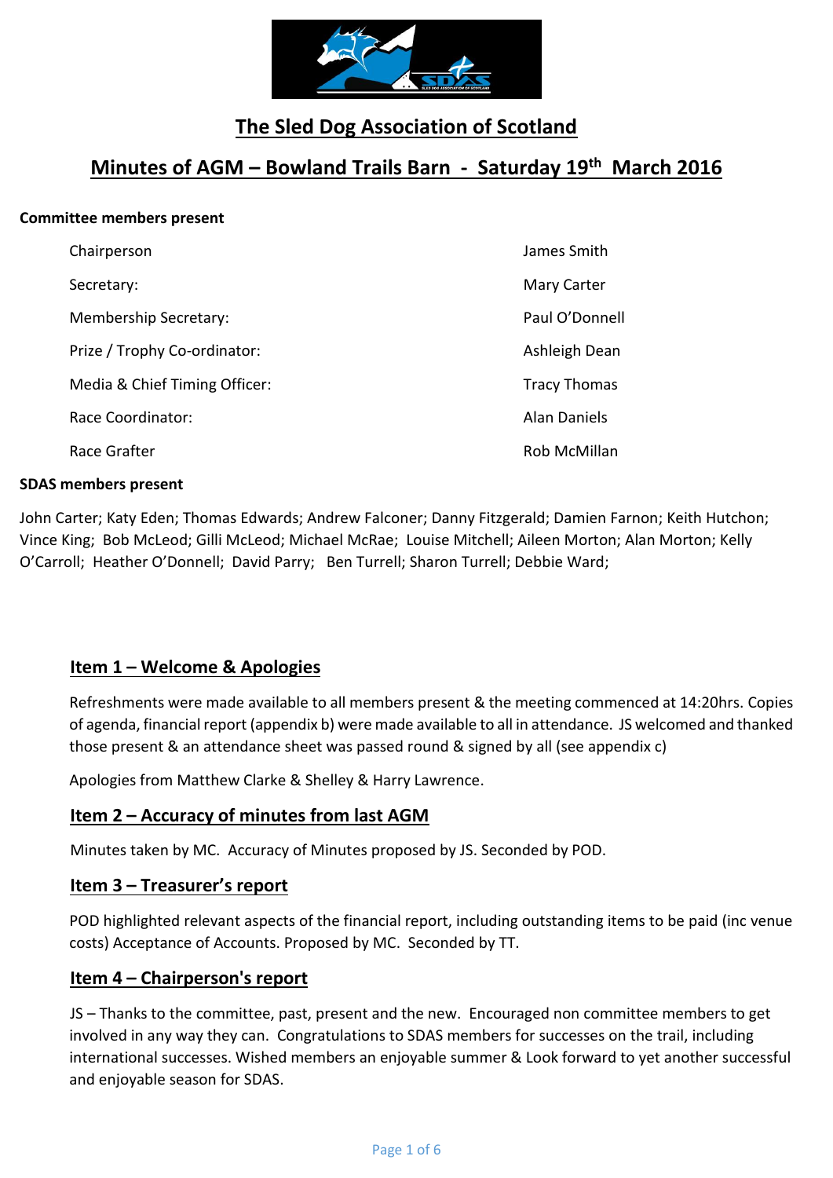# The Sled Dog Association of Scotland

## Minutes of AGM – Bowland Trails Barn - Saturday 19th March 2016

**Committee members present**

| | |
|---|---|
| Chairperson | James Smith |
| Secretary: | Mary Carter |
| Membership Secretary: | Paul O'Donnell |
| Prize / Trophy Co-ordinator: | Ashleigh Dean |
| Media & Chief Timing Officer: | Tracy Thomas |
| Race Coordinator: | Alan Daniels |
| Race Grafter | Rob McMillan |

**SDAS members present**

John Carter; Katy Eden; Thomas Edwards; Andrew Falconer; Danny Fitzgerald; Damien Farnon; Keith Hutchon; Vince King; Bob McLeod; Gilli McLeod; Michael McRae; Louise Mitchell; Aileen Morton; Alan Morton; Kelly O'Carroll; Heather O'Donnell; David Parry; Ben Turrell; Sharon Turrell; Debbie Ward;

## Item 1 – Welcome & Apologies

Refreshments were made available to all members present & the meeting commenced at 14:20hrs. Copies of agenda, financial report (appendix b) were made available to all in attendance. JS welcomed and thanked those present & an attendance sheet was passed round & signed by all (see appendix c)

Apologies from Matthew Clarke & Shelley & Harry Lawrence.

## Item 2 – Accuracy of minutes from last AGM

Minutes taken by MC. Accuracy of Minutes proposed by JS. Seconded by POD.

## Item 3 – Treasurer's report

POD highlighted relevant aspects of the financial report, including outstanding items to be paid (inc venue costs) Acceptance of Accounts. Proposed by MC. Seconded by TT.

## Item 4 – Chairperson's report

JS – Thanks to the committee, past, present and the new. Encouraged non committee members to get involved in any way they can. Congratulations to SDAS members for successes on the trail, including international successes. Wished members an enjoyable summer & Look forward to yet another successful and enjoyable season for SDAS.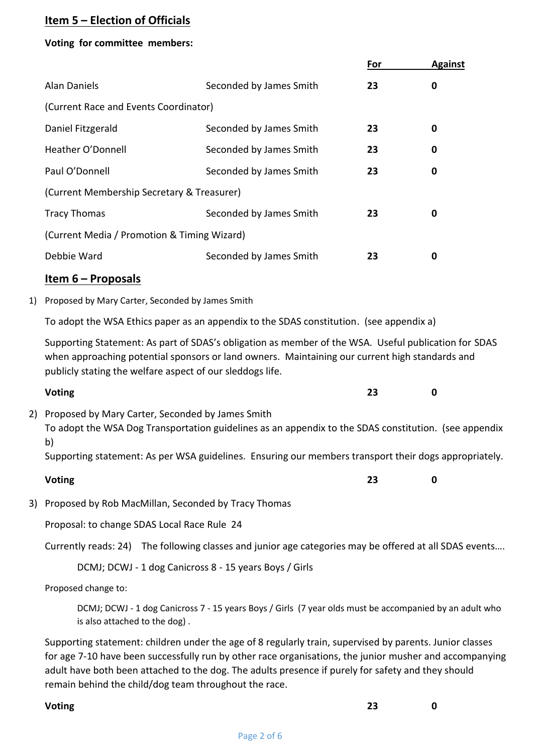## Item 5 – Election of Officials

**Voting for committee members:**

| | | For | Against |
|---|---|---|---|
| Alan Daniels | Seconded by James Smith | **23** | **0** |
| (Current Race and Events Coordinator) | | | |
| Daniel Fitzgerald | Seconded by James Smith | **23** | **0** |
| Heather O'Donnell | Seconded by James Smith | **23** | **0** |
| Paul O'Donnell | Seconded by James Smith | **23** | **0** |
| (Current Membership Secretary & Treasurer) | | | |
| Tracy Thomas | Seconded by James Smith | **23** | **0** |
| (Current Media / Promotion & Timing Wizard) | | | |
| Debbie Ward | Seconded by James Smith | **23** | **0** |

## Item 6 – Proposals

1) Proposed by Mary Carter, Seconded by James Smith

   To adopt the WSA Ethics paper as an appendix to the SDAS constitution. (see appendix a)

   Supporting Statement: As part of SDAS's obligation as member of the WSA. Useful publication for SDAS when approaching potential sponsors or land owners. Maintaining our current high standards and publicly stating the welfare aspect of our sleddogs life.

   **Voting** — For: **23**, Against: **0**

2) Proposed by Mary Carter, Seconded by James Smith

   To adopt the WSA Dog Transportation guidelines as an appendix to the SDAS constitution. (see appendix b)

   Supporting statement: As per WSA guidelines. Ensuring our members transport their dogs appropriately.

   **Voting** — For: **23**, Against: **0**

3) Proposed by Rob MacMillan, Seconded by Tracy Thomas

   Proposal: to change SDAS Local Race Rule 24

   Currently reads: 24) The following classes and junior age categories may be offered at all SDAS events….

   > DCMJ; DCWJ - 1 dog Canicross 8 - 15 years Boys / Girls

   Proposed change to:

   > DCMJ; DCWJ - 1 dog Canicross 7 - 15 years Boys / Girls (7 year olds must be accompanied by an adult who is also attached to the dog) .

   Supporting statement: children under the age of 8 regularly train, supervised by parents. Junior classes for age 7-10 have been successfully run by other race organisations, the junior musher and accompanying adult have both been attached to the dog. The adults presence if purely for safety and they should remain behind the child/dog team throughout the race.

   **Voting** — For: **23**, Against: **0**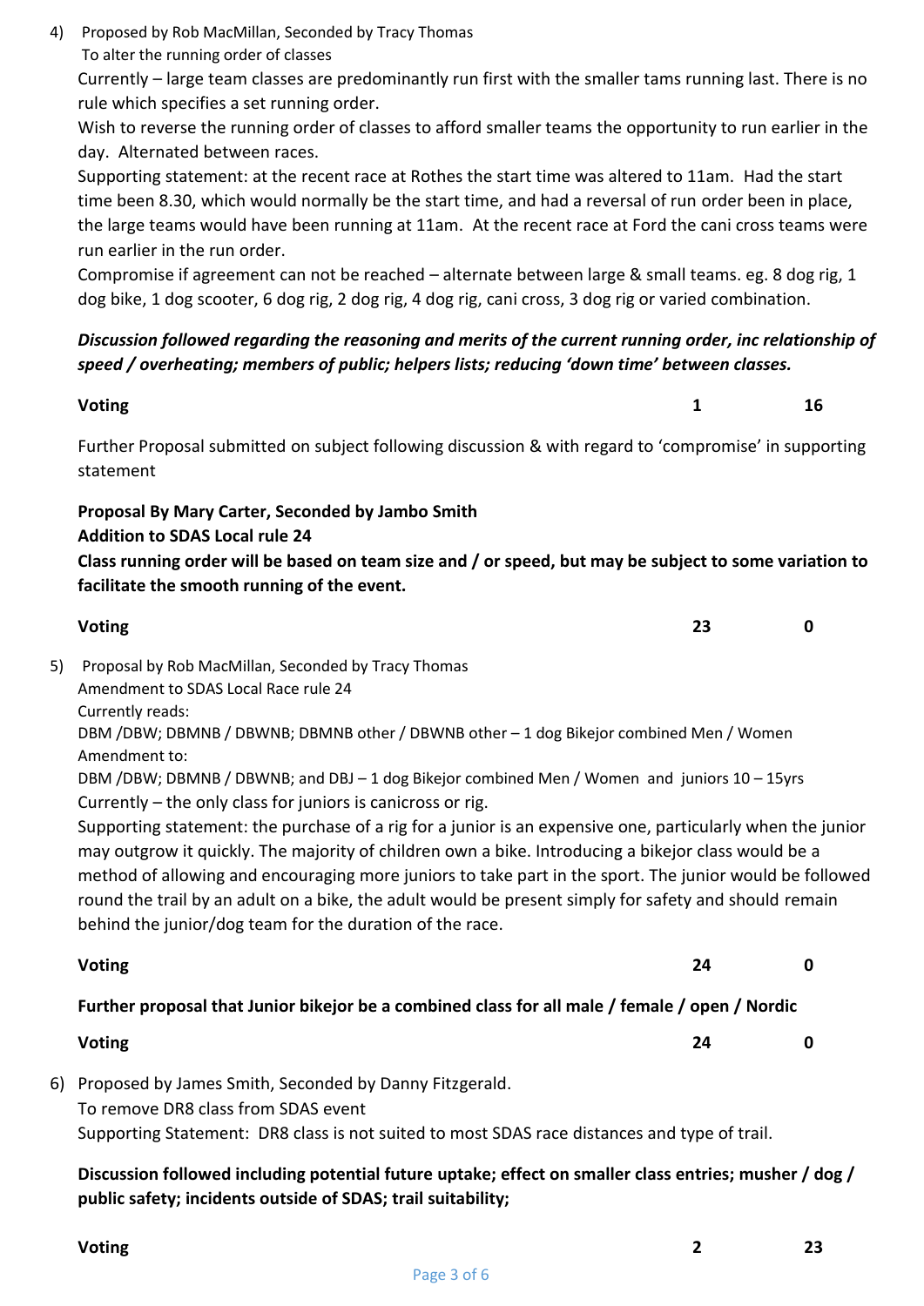4) Proposed by Rob MacMillan, Seconded by Tracy Thomas
To alter the running order of classes

Currently – large team classes are predominantly run first with the smaller tams running last. There is no rule which specifies a set running order.

Wish to reverse the running order of classes to afford smaller teams the opportunity to run earlier in the day. Alternated between races.

Supporting statement: at the recent race at Rothes the start time was altered to 11am. Had the start time been 8.30, which would normally be the start time, and had a reversal of run order been in place, the large teams would have been running at 11am. At the recent race at Ford the cani cross teams were run earlier in the run order.

Compromise if agreement can not be reached – alternate between large & small teams. eg. 8 dog rig, 1 dog bike, 1 dog scooter, 6 dog rig, 2 dog rig, 4 dog rig, cani cross, 3 dog rig or varied combination.

***Discussion followed regarding the reasoning and merits of the current running order, inc relationship of speed / overheating; members of public; helpers lists; reducing 'down time' between classes.***

| **Voting** | **1** | **16** |
|---|---|---|

Further Proposal submitted on subject following discussion & with regard to 'compromise' in supporting statement

**Proposal By Mary Carter, Seconded by Jambo Smith**
**Addition to SDAS Local rule 24**
**Class running order will be based on team size and / or speed, but may be subject to some variation to facilitate the smooth running of the event.**

| **Voting** | **23** | **0** |
|---|---|---|

5) Proposal by Rob MacMillan, Seconded by Tracy Thomas
Amendment to SDAS Local Race rule 24
Currently reads:
DBM /DBW; DBMNB / DBWNB; DBMNB other / DBWNB other – 1 dog Bikejor combined Men / Women
Amendment to:
DBM /DBW; DBMNB / DBWNB; and DBJ – 1 dog Bikejor combined Men / Women and juniors 10 – 15yrs
Currently – the only class for juniors is canicross or rig.

Supporting statement: the purchase of a rig for a junior is an expensive one, particularly when the junior may outgrow it quickly. The majority of children own a bike. Introducing a bikejor class would be a method of allowing and encouraging more juniors to take part in the sport. The junior would be followed round the trail by an adult on a bike, the adult would be present simply for safety and should remain behind the junior/dog team for the duration of the race.

| **Voting** | **24** | **0** |
|---|---|---|

**Further proposal that Junior bikejor be a combined class for all male / female / open / Nordic**

| **Voting** | **24** | **0** |
|---|---|---|

6) Proposed by James Smith, Seconded by Danny Fitzgerald.
To remove DR8 class from SDAS event
Supporting Statement: DR8 class is not suited to most SDAS race distances and type of trail.

**Discussion followed including potential future uptake; effect on smaller class entries; musher / dog / public safety; incidents outside of SDAS; trail suitability;**

| **Voting** | **2** | **23** |
|---|---|---|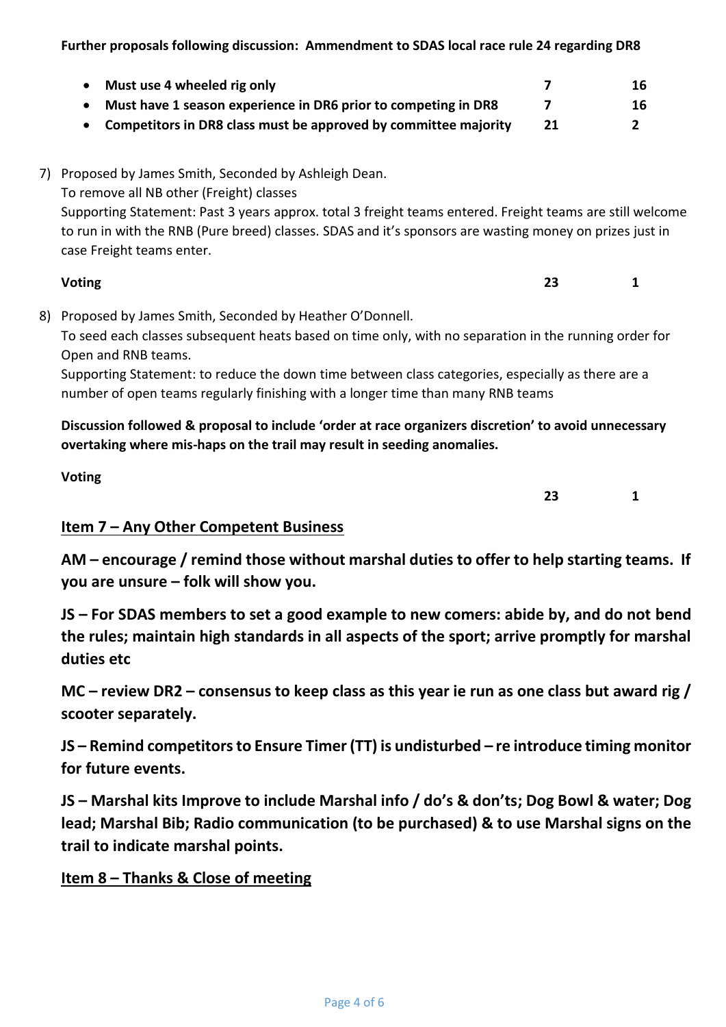**Further proposals following discussion: Ammendment to SDAS local race rule 24 regarding DR8**

| | | |
|---|---|---|
| **Must use 4 wheeled rig only** | **7** | **16** |
| **Must have 1 season experience in DR6 prior to competing in DR8** | **7** | **16** |
| **Competitors in DR8 class must be approved by committee majority** | **21** | **2** |

7) Proposed by James Smith, Seconded by Ashleigh Dean.
   To remove all NB other (Freight) classes
   Supporting Statement: Past 3 years approx. total 3 freight teams entered. Freight teams are still welcome to run in with the RNB (Pure breed) classes. SDAS and it's sponsors are wasting money on prizes just in case Freight teams enter.

   **Voting** **23** **1**

8) Proposed by James Smith, Seconded by Heather O'Donnell.
   To seed each classes subsequent heats based on time only, with no separation in the running order for Open and RNB teams.
   Supporting Statement: to reduce the down time between class categories, especially as there are a number of open teams regularly finishing with a longer time than many RNB teams

   **Discussion followed & proposal to include 'order at race organizers discretion' to avoid unnecessary overtaking where mis-haps on the trail may result in seeding anomalies.**

   **Voting** **23** **1**

## Item 7 – Any Other Competent Business

**AM – encourage / remind those without marshal duties to offer to help starting teams. If you are unsure – folk will show you.**

**JS – For SDAS members to set a good example to new comers: abide by, and do not bend the rules; maintain high standards in all aspects of the sport; arrive promptly for marshal duties etc**

**MC – review DR2 – consensus to keep class as this year ie run as one class but award rig / scooter separately.**

**JS – Remind competitors to Ensure Timer (TT) is undisturbed – re introduce timing monitor for future events.**

**JS – Marshal kits Improve to include Marshal info / do's & don'ts; Dog Bowl & water; Dog lead; Marshal Bib; Radio communication (to be purchased) & to use Marshal signs on the trail to indicate marshal points.**

## Item 8 – Thanks & Close of meeting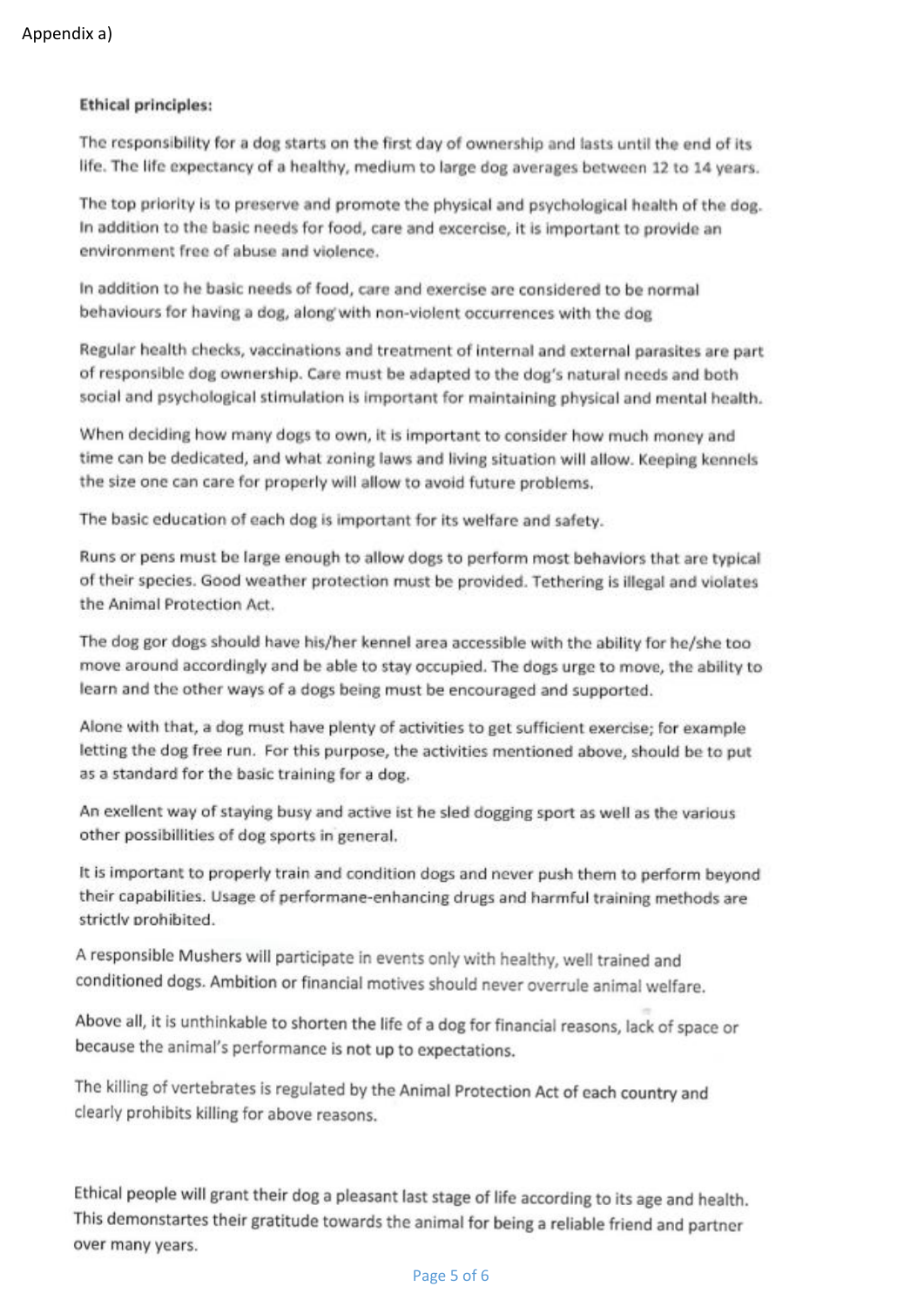Appendix a)

**Ethical principles:**

The responsibility for a dog starts on the first day of ownership and lasts until the end of its life. The life expectancy of a healthy, medium to large dog averages between 12 to 14 years.

The top priority is to preserve and promote the physical and psychological health of the dog. In addition to the basic needs for food, care and excercise, it is important to provide an environment free of abuse and violence.

In addition to he basic needs of food, care and exercise are considered to be normal behaviours for having a dog, along with non-violent occurrences with the dog

Regular health checks, vaccinations and treatment of internal and external parasites are part of responsible dog ownership. Care must be adapted to the dog's natural needs and both social and psychological stimulation is important for maintaining physical and mental health.

When deciding how many dogs to own, it is important to consider how much money and time can be dedicated, and what zoning laws and living situation will allow. Keeping kennels the size one can care for properly will allow to avoid future problems.

The basic education of each dog is important for its welfare and safety.

Runs or pens must be large enough to allow dogs to perform most behaviors that are typical of their species. Good weather protection must be provided. Tethering is illegal and violates the Animal Protection Act.

The dog gor dogs should have his/her kennel area accessible with the ability for he/she too move around accordingly and be able to stay occupied. The dogs urge to move, the ability to learn and the other ways of a dogs being must be encouraged and supported.

Alone with that, a dog must have plenty of activities to get sufficient exercise; for example letting the dog free run. For this purpose, the activities mentioned above, should be to put as a standard for the basic training for a dog.

An exellent way of staying busy and active ist he sled dogging sport as well as the various other possibillities of dog sports in general.

It is important to properly train and condition dogs and never push them to perform beyond their capabilities. Usage of performane-enhancing drugs and harmful training methods are strictly prohibited.

A responsible Mushers will participate in events only with healthy, well trained and conditioned dogs. Ambition or financial motives should never overrule animal welfare.

Above all, it is unthinkable to shorten the life of a dog for financial reasons, lack of space or because the animal's performance is not up to expectations.

The killing of vertebrates is regulated by the Animal Protection Act of each country and clearly prohibits killing for above reasons.

Ethical people will grant their dog a pleasant last stage of life according to its age and health. This demonstartes their gratitude towards the animal for being a reliable friend and partner over many years.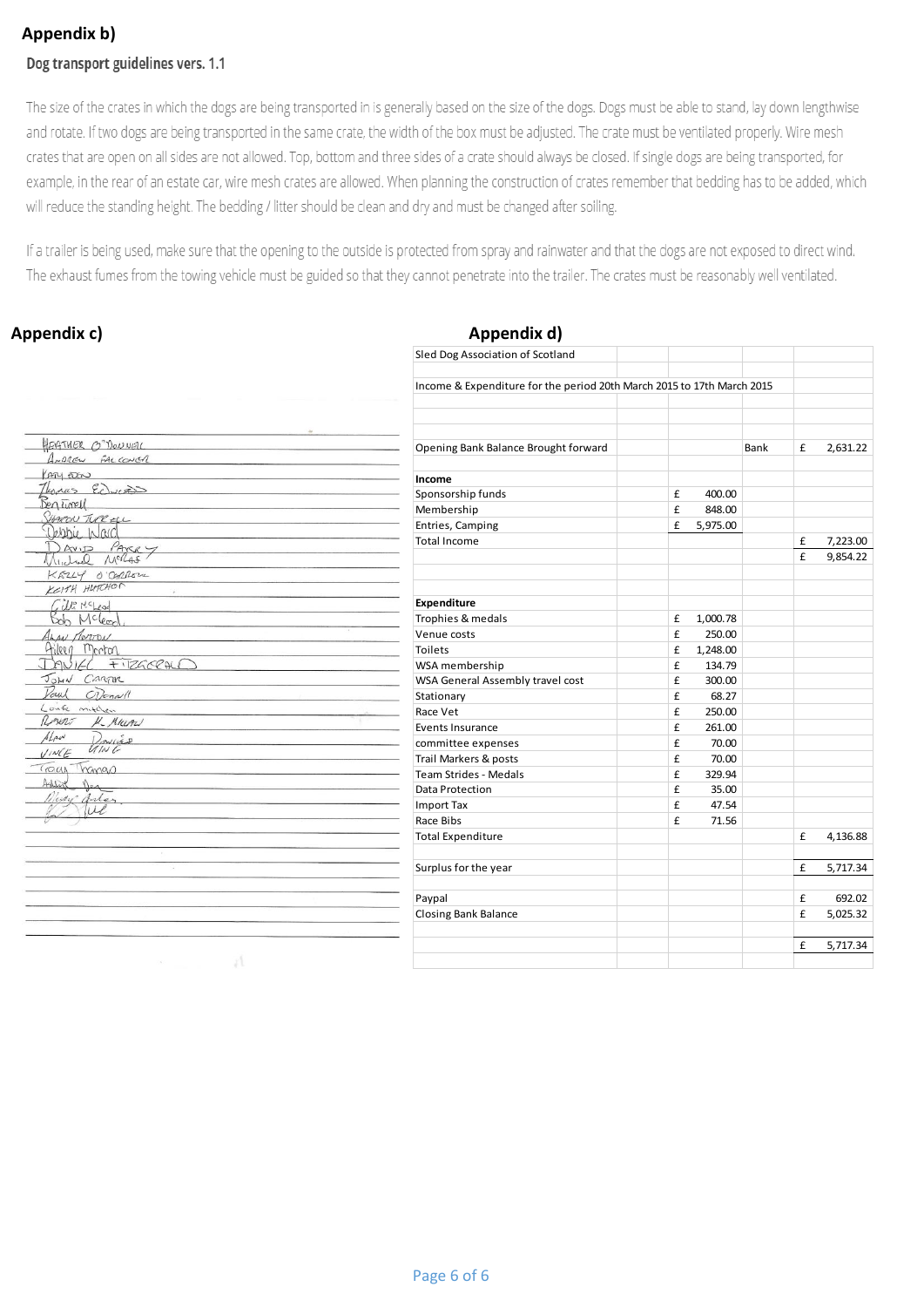## Appendix b)

### Dog transport guidelines vers. 1.1

The size of the crates in which the dogs are being transported in is generally based on the size of the dogs. Dogs must be able to stand, lay down lengthwise and rotate. If two dogs are being transported in the same crate, the width of the box must be adjusted. The crate must be ventilated properly. Wire mesh crates that are open on all sides are not allowed. Top, bottom and three sides of a crate should always be closed. If single dogs are being transported, for example, in the rear of an estate car, wire mesh crates are allowed. When planning the construction of crates remember that bedding has to be added, which will reduce the standing height. The bedding / litter should be clean and dry and must be changed after soiling.

If a trailer is being used, make sure that the opening to the outside is protected from spray and rainwater and that the dogs are not exposed to direct wind. The exhaust fumes from the towing vehicle must be guided so that they cannot penetrate into the trailer. The crates must be reasonably well ventilated.

## Appendix c)

Heather O'Donnell
Andrew Falconer
Katy Dow
Thomas Edwards
Ben Tunnell
Sharon Turrell
Debbie Ward
David Pryce
Michael McPhee
Kelly O'Carroll
Keith Hutchison
Gillie McLeod
Bob McLeod
Alan Morton
Aileen Morton
Daniel Fitzgerald
John Carter
Paul O'Donnell
Louise Mitchell
Robert McMillan
Alan Daniels
Vince Vine
Tony Thomson
Andrew Dea
Nicky Andrews

## Appendix d)

| | | | | |
|---|---|---|---|---|
| Sled Dog Association of Scotland | | | | |
| Income & Expenditure for the period 20th March 2015 to 17th March 2015 | | | | |
| Opening Bank Balance Brought forward | | | Bank | £ 2,631.22 |
| **Income** | | | | |
| Sponsorship funds | | £ 400.00 | | |
| Membership | | £ 848.00 | | |
| Entries, Camping | | £ 5,975.00 | | |
| Total Income | | | | £ 7,223.00 |
| | | | | £ 9,854.22 |
| **Expenditure** | | | | |
| Trophies & medals | | £ 1,000.78 | | |
| Venue costs | | £ 250.00 | | |
| Toilets | | £ 1,248.00 | | |
| WSA membership | | £ 134.79 | | |
| WSA General Assembly travel cost | | £ 300.00 | | |
| Stationary | | £ 68.27 | | |
| Race Vet | | £ 250.00 | | |
| Events Insurance | | £ 261.00 | | |
| committee expenses | | £ 70.00 | | |
| Trail Markers & posts | | £ 70.00 | | |
| Team Strides - Medals | | £ 329.94 | | |
| Data Protection | | £ 35.00 | | |
| Import Tax | | £ 47.54 | | |
| Race Bibs | | £ 71.56 | | |
| Total Expenditure | | | | £ 4,136.88 |
| Surplus for the year | | | | £ 5,717.34 |
| Paypal | | | | £ 692.02 |
| Closing Bank Balance | | | | £ 5,025.32 |
| | | | | £ 5,717.34 |